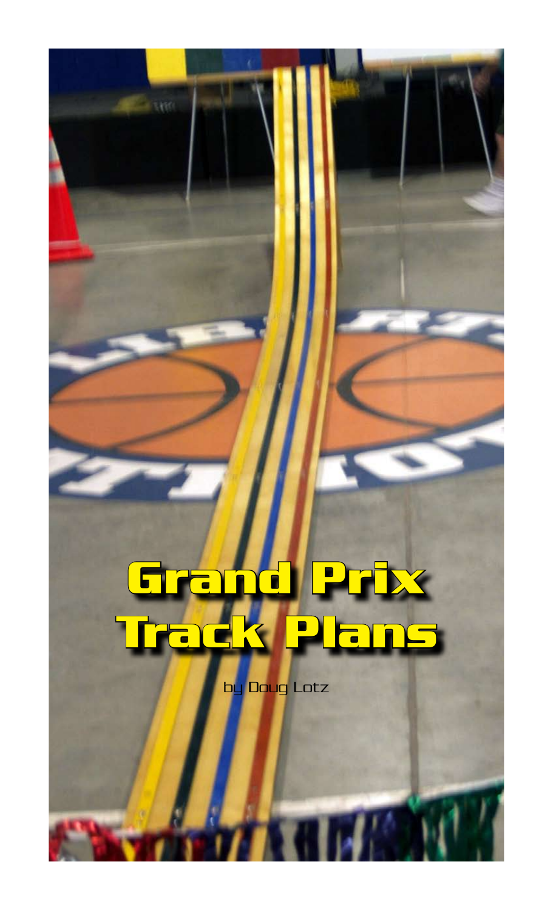# Grand Prix Track Plans

by Doug Lotz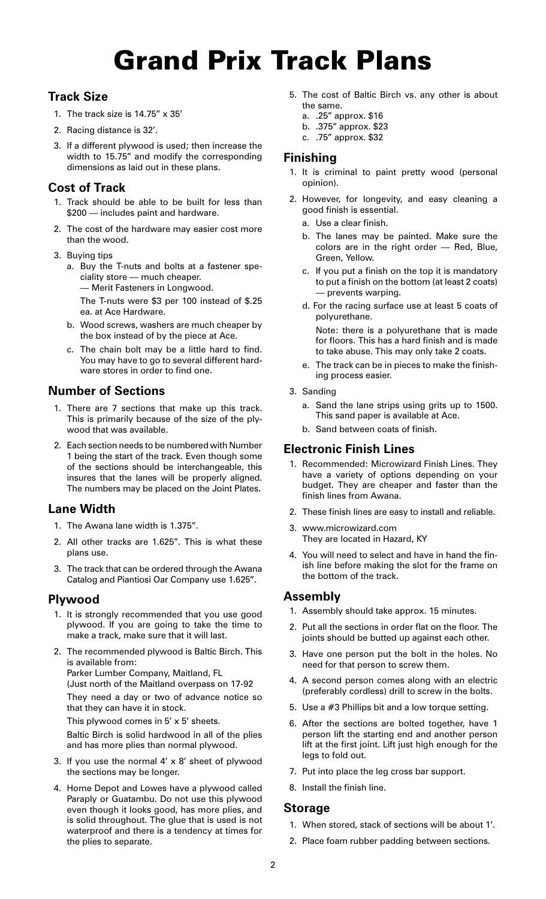# Grand Prix Track Plans

## Track Size

1. The track size is 14.75" x 35'
2. Racing distance is 32'.
3. If a different plywood is used; then increase the width to 15.75" and modify the corresponding dimensions as laid out in these plans.

## Cost of Track

1. Track should be able to be built for less than $200 — includes paint and hardware.
2. The cost of the hardware may easier cost more than the wood.
3. Buying tips
   a. Buy the T-nuts and bolts at a fastener speciality store — much cheaper.
      — Merit Fasteners in Longwood.
      The T-nuts were $3 per 100 instead of $.25 ea. at Ace Hardware.
   b. Wood screws, washers are much cheaper by the box instead of by the piece at Ace.
   c. The chain bolt may be a little hard to find. You may have to go to several different hardware stores in order to find one.

## Number of Sections

1. There are 7 sections that make up this track. This is primarily because of the size of the plywood that was available.
2. Each section needs to be numbered with Number 1 being the start of the track. Even though some of the sections should be interchangeable, this insures that the lanes will be properly aligned. The numbers may be placed on the Joint Plates.

## Lane Width

1. The Awana lane width is 1.375".
2. All other tracks are 1.625". This is what these plans use.
3. The track that can be ordered through the Awana Catalog and Piantiosi Oar Company use 1.625".

## Plywood

1. It is strongly recommended that you use good plywood. If you are going to take the time to make a track, make sure that it will last.
2. The recommended plywood is Baltic Birch. This is available from:
   Parker Lumber Company, Maitland, FL
   (Just north of the Maitland overpass on 17-92
   They need a day or two of advance notice so that they can have it in stock.
   This plywood comes in 5' x 5' sheets.
   Baltic Birch is solid hardwood in all of the plies and has more plies than normal plywood.
3. If you use the normal 4' x 8' sheet of plywood the sections may be longer.
4. Home Depot and Lowes have a plywood called Paraply or Guatambu. Do not use this plywood even though it looks good, has more plies, and is solid throughout. The glue that is used is not waterproof and there is a tendency at times for the plies to separate.
5. The cost of Baltic Birch vs. any other is about the same.
   a. .25" approx. $16
   b. .375" approx. $23
   c. .75" approx. $32

## Finishing

1. It is criminal to paint pretty wood (personal opinion).
2. However, for longevity, and easy cleaning a good finish is essential.
   a. Use a clear finish.
   b. The lanes may be painted. Make sure the colors are in the right order — Red, Blue, Green, Yellow.
   c. If you put a finish on the top it is mandatory to put a finish on the bottom (at least 2 coats) — prevents warping.
   d. For the racing surface use at least 5 coats of polyurethane.
      Note: there is a polyurethane that is made for floors. This has a hard finish and is made to take abuse. This may only take 2 coats.
   e. The track can be in pieces to make the finishing process easier.
3. Sanding
   a. Sand the lane strips using grits up to 1500. This sand paper is available at Ace.
   b. Sand between coats of finish.

## Electronic Finish Lines

1. Recommended: Microwizard Finish Lines. They have a variety of options depending on your budget. They are cheaper and faster than the finish lines from Awana.
2. These finish lines are easy to install and reliable.
3. www.microwizard.com
   They are located in Hazard, KY
4. You will need to select and have in hand the finish line before making the slot for the frame on the bottom of the track.

## Assembly

1. Assembly should take approx. 15 minutes.
2. Put all the sections in order flat on the floor. The joints should be butted up against each other.
3. Have one person put the bolt in the holes. No need for that person to screw them.
4. A second person comes along with an electric (preferably cordless) drill to screw in the bolts.
5. Use a #3 Phillips bit and a low torque setting.
6. After the sections are bolted together, have 1 person lift the starting end and another person lift at the first joint. Lift just high enough for the legs to fold out.
7. Put into place the leg cross bar support.
8. Install the finish line.

## Storage

1. When stored, stack of sections will be about 1'.
2. Place foam rubber padding between sections.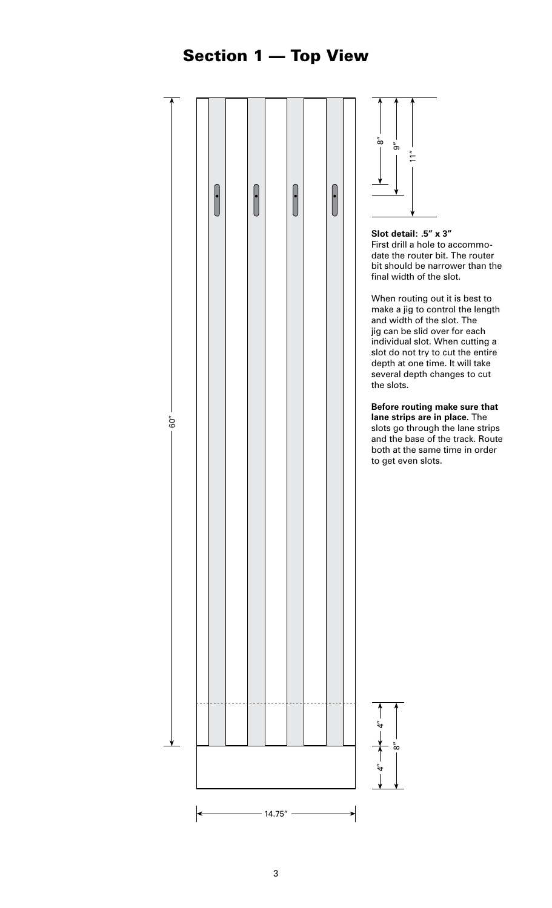## Section 1 — Top View

60″

14.75″

8″ 9″ 11″

4″ 4″ 8″

**Slot detail: .5″ x 3″**
First drill a hole to accommodate the router bit. The router bit should be narrower than the final width of the slot.

When routing out it is best to make a jig to control the length and width of the slot. The jig can be slid over for each individual slot. When cutting a slot do not try to cut the entire depth at one time. It will take several depth changes to cut the slots.

**Before routing make sure that lane strips are in place.** The slots go through the lane strips and the base of the track. Route both at the same time in order to get even slots.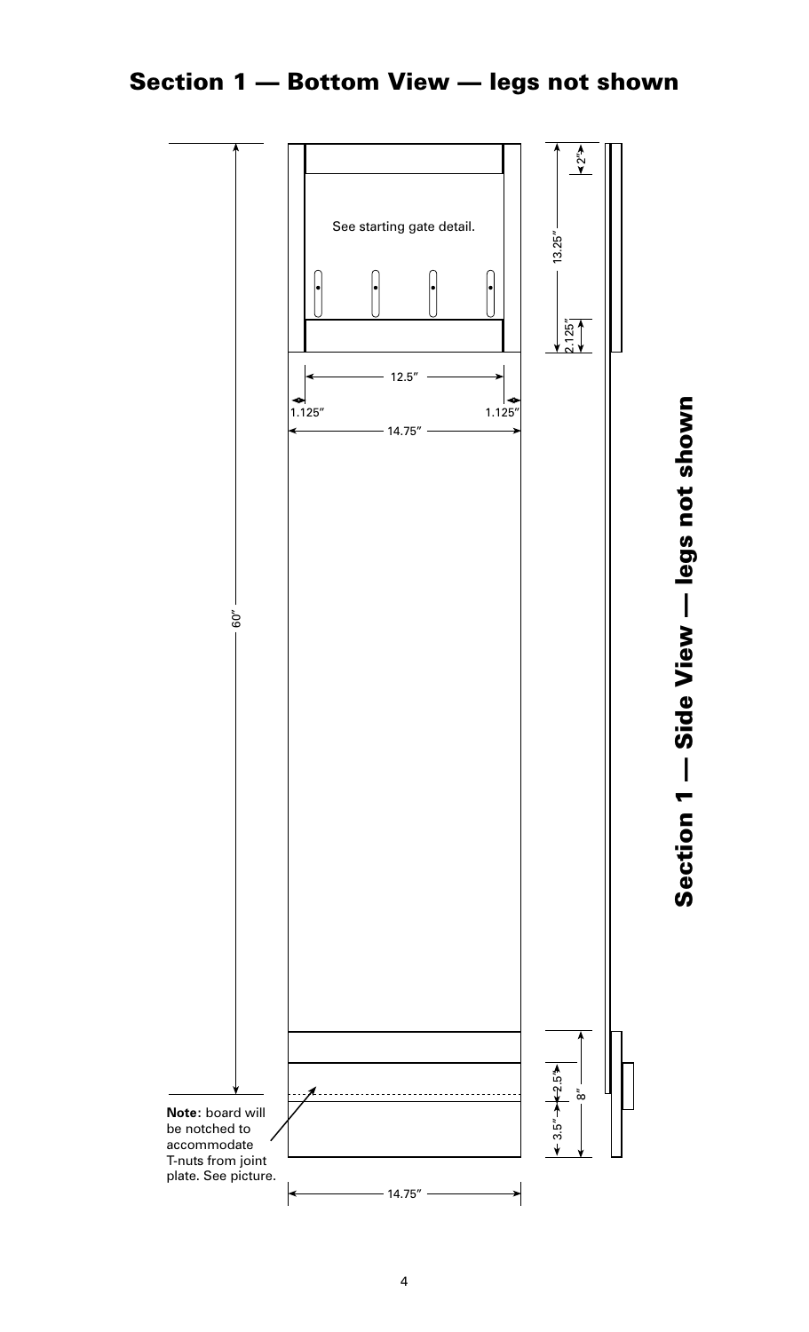## Section 1 — Bottom View — legs not shown

See starting gate detail.

12.5″

1.125″ 1.125″

14.75″

60″

13.25″

2″

2.125″

2.5″

8″

3.5″

**Note:** board will be notched to accommodate T-nuts from joint plate. See picture.

14.75″

## Section 1 — Side View — legs not shown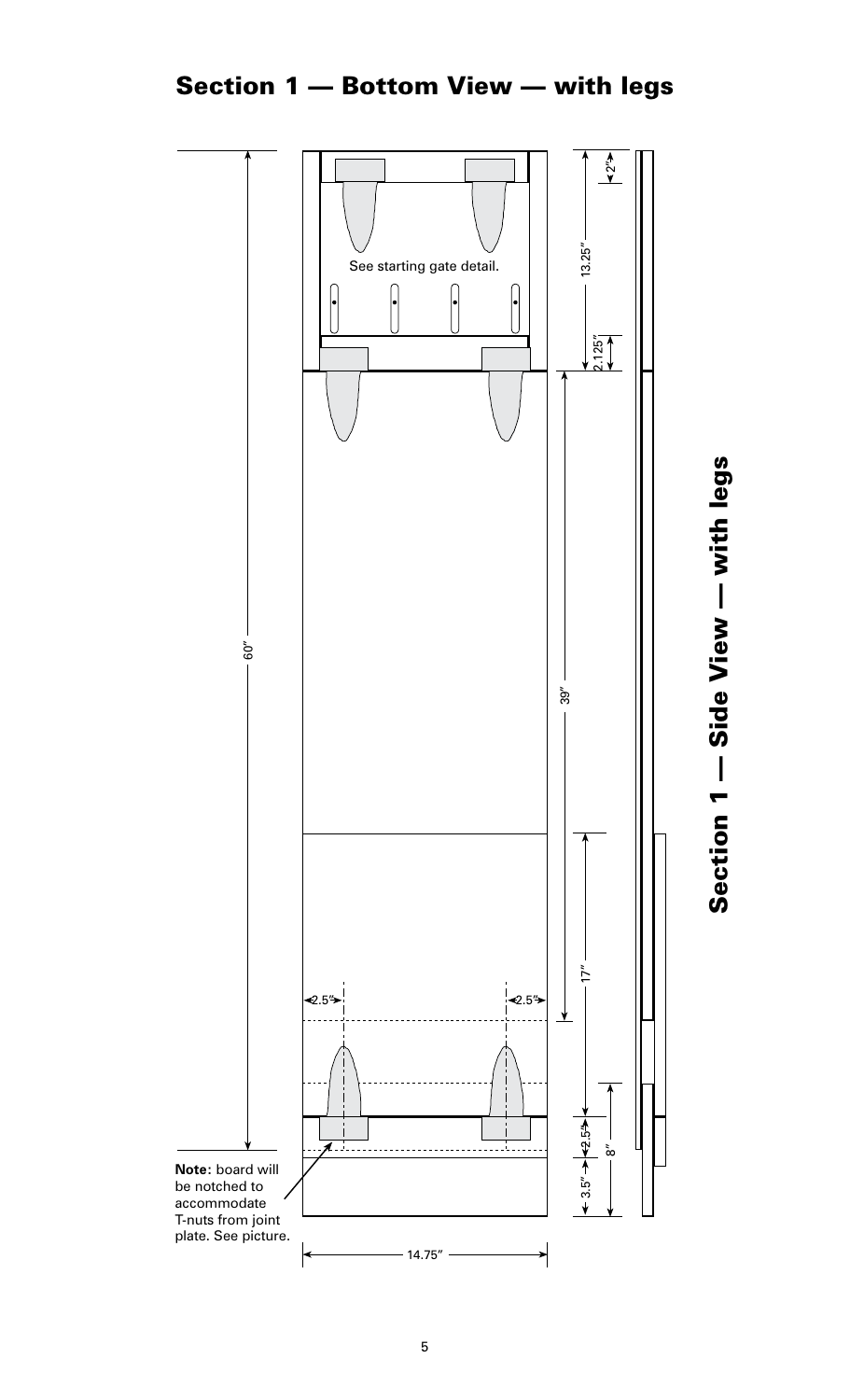# Section 1 — Bottom View — with legs

See starting gate detail.

60″

39″

17″

13.25″

2″

2.125″

2.5″

2.5″

2.5″

3.5″

8″

14.75″

**Note:** board will be notched to accommodate T-nuts from joint plate. See picture.

# Section 1 — Side View — with legs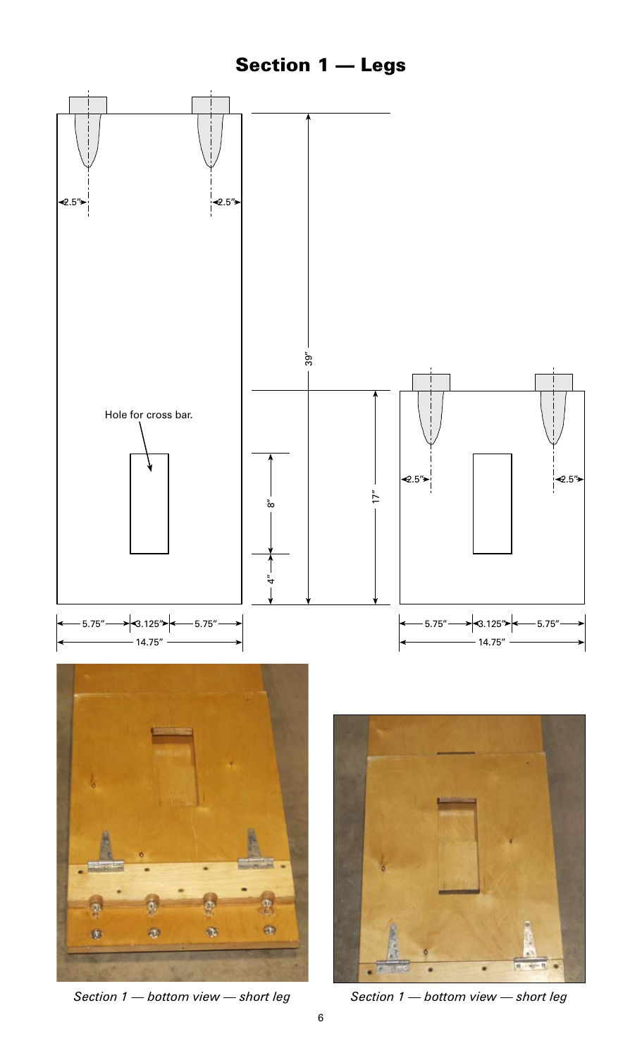# Section 1 — Legs

Hole for cross bar.

2.5″ 2.5″

39″

17″

8″

4″

5.75″ 3.125″ 5.75″

14.75″

2.5″ 2.5″

5.75″ 3.125″ 5.75″

14.75″

*Section 1 — bottom view — short leg*

*Section 1 — bottom view — short leg*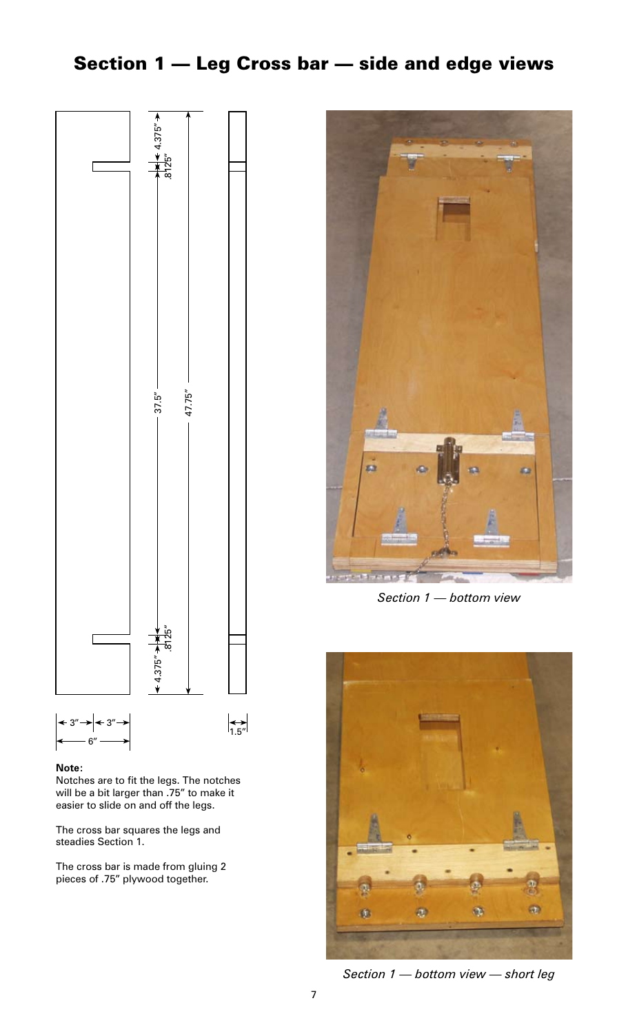# Section 1 — Leg Cross bar — side and edge views

4.375″

.8125″

37.5″

47.75″

.8125″

4.375″

3″ 3″

6″

1.5″

**Note:**

Notches are to fit the legs. The notches will be a bit larger than .75″ to make it easier to slide on and off the legs.

The cross bar squares the legs and steadies Section 1.

The cross bar is made from gluing 2 pieces of .75″ plywood together.

*Section 1 — bottom view*

*Section 1 — bottom view — short leg*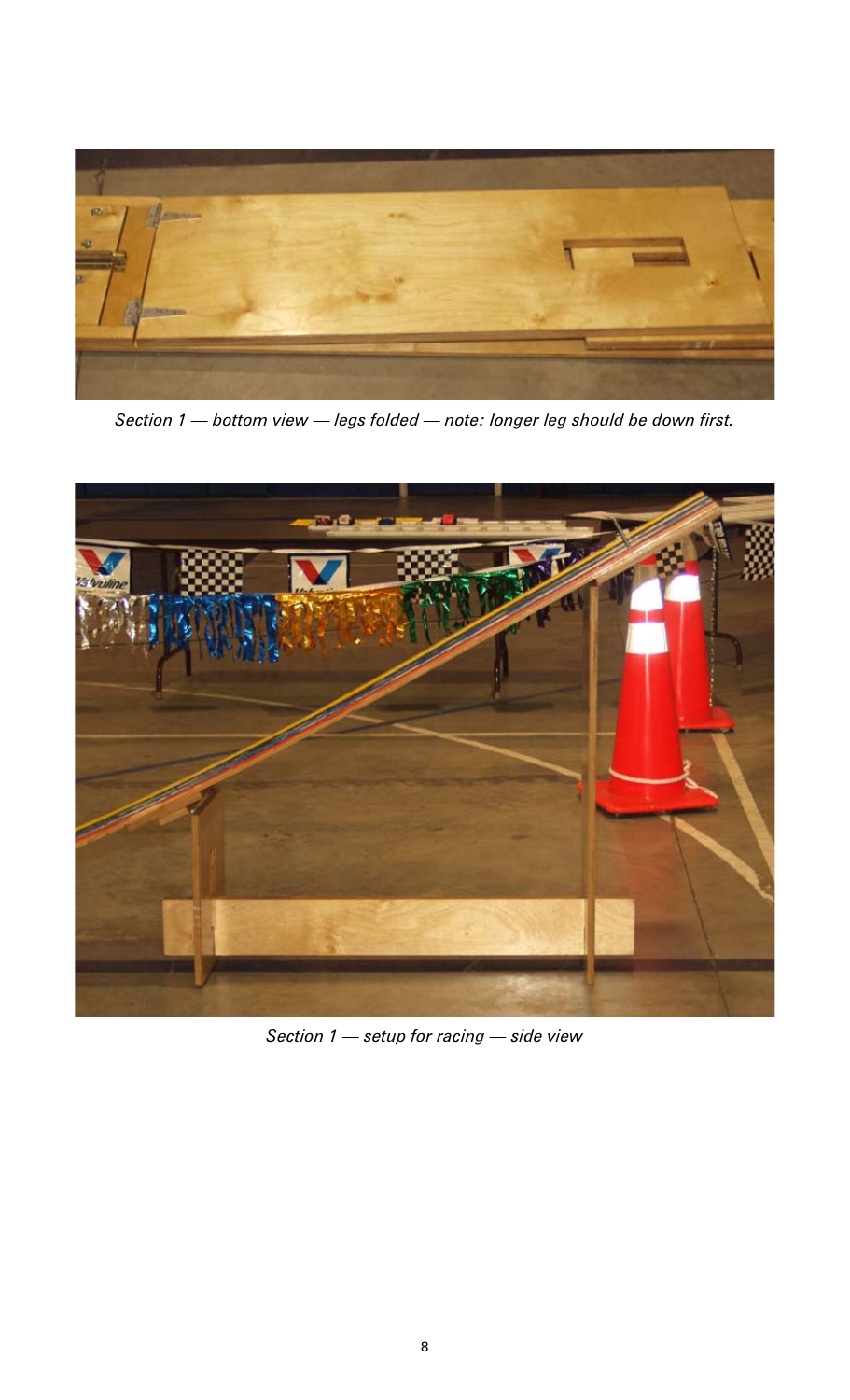*Section 1 — bottom view — legs folded — note: longer leg should be down first.*

*Section 1 — setup for racing — side view*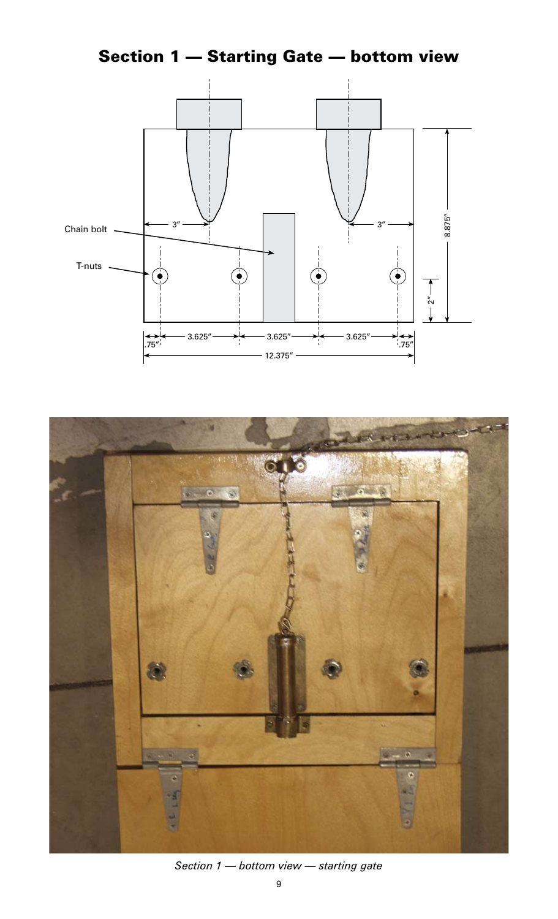# Section 1 — Starting Gate — bottom view

Chain bolt

T-nuts

3″

3″

8.875″

2″

.75″

3.625″

3.625″

3.625″

.75″

12.375″

*Section 1 — bottom view — starting gate*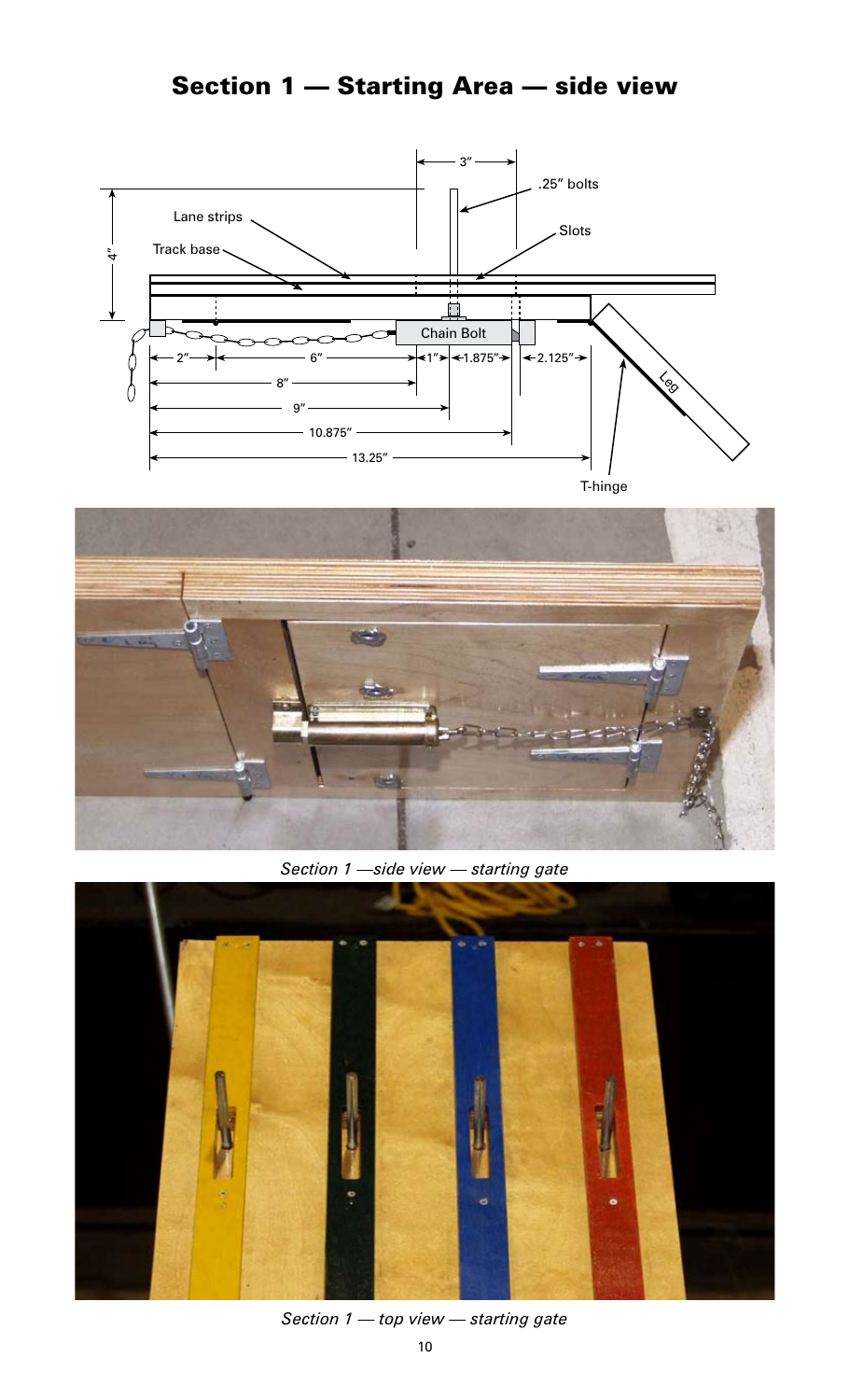# Section 1 — Starting Area — side view

Section 1 —side view — starting gate

Section 1 — top view — starting gate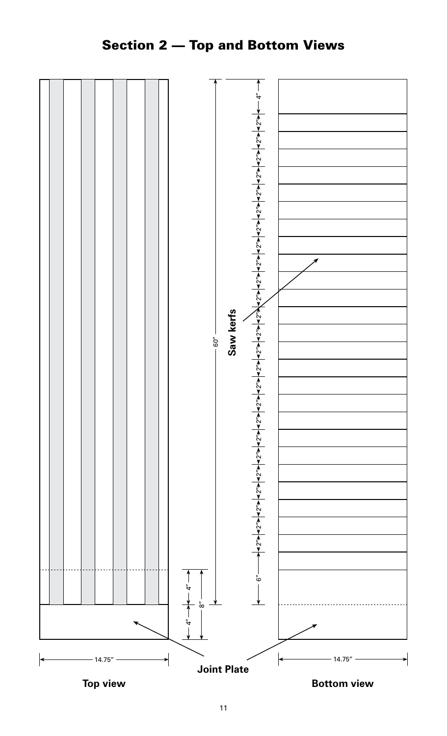## Section 2 — Top and Bottom Views

Saw kerfs

4″

2″ 2″ 2″ 2″ 2″ 2″ 2″ 2″ 2″ 2″ 2″ 2″ 2″ 2″ 2″ 2″ 2″ 2″ 2″ 2″ 2″ 2″ 2″ 2″ 2″

6″

60″

4″

4″

8″

14.75″

14.75″

Joint Plate

**Top view**

**Bottom view**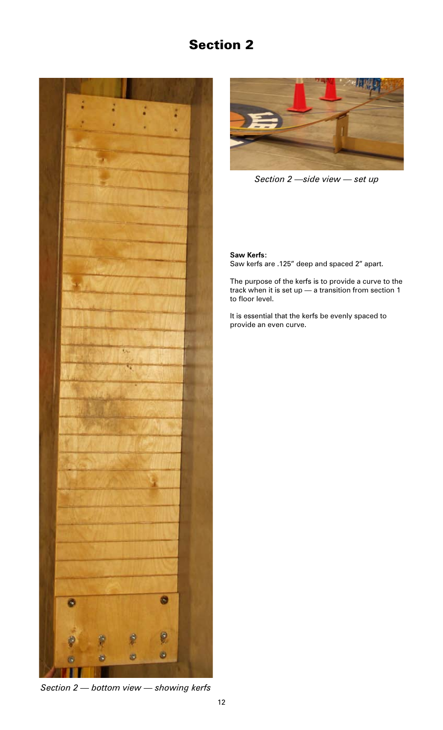# Section 2

*Section 2 — bottom view — showing kerfs*

*Section 2 —side view — set up*

**Saw Kerfs:**
Saw kerfs are .125" deep and spaced 2" apart.

The purpose of the kerfs is to provide a curve to the track when it is set up — a transition from section 1 to floor level.

It is essential that the kerfs be evenly spaced to provide an even curve.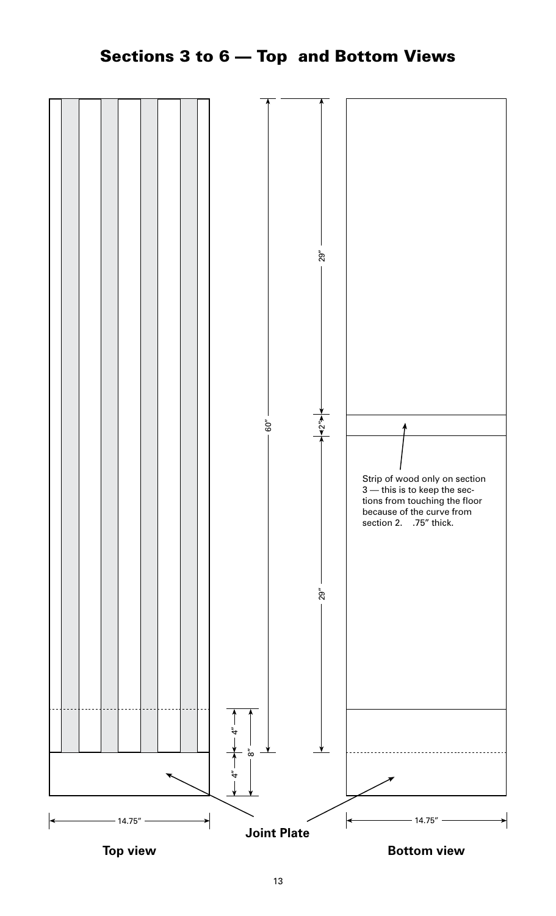# Sections 3 to 6 — Top and Bottom Views

60″

29″

2″

29″

4″

4″

8″

Strip of wood only on section 3 — this is to keep the sections from touching the floor because of the curve from section 2. .75″ thick.

14.75″

14.75″

**Joint Plate**

**Top view**

**Bottom view**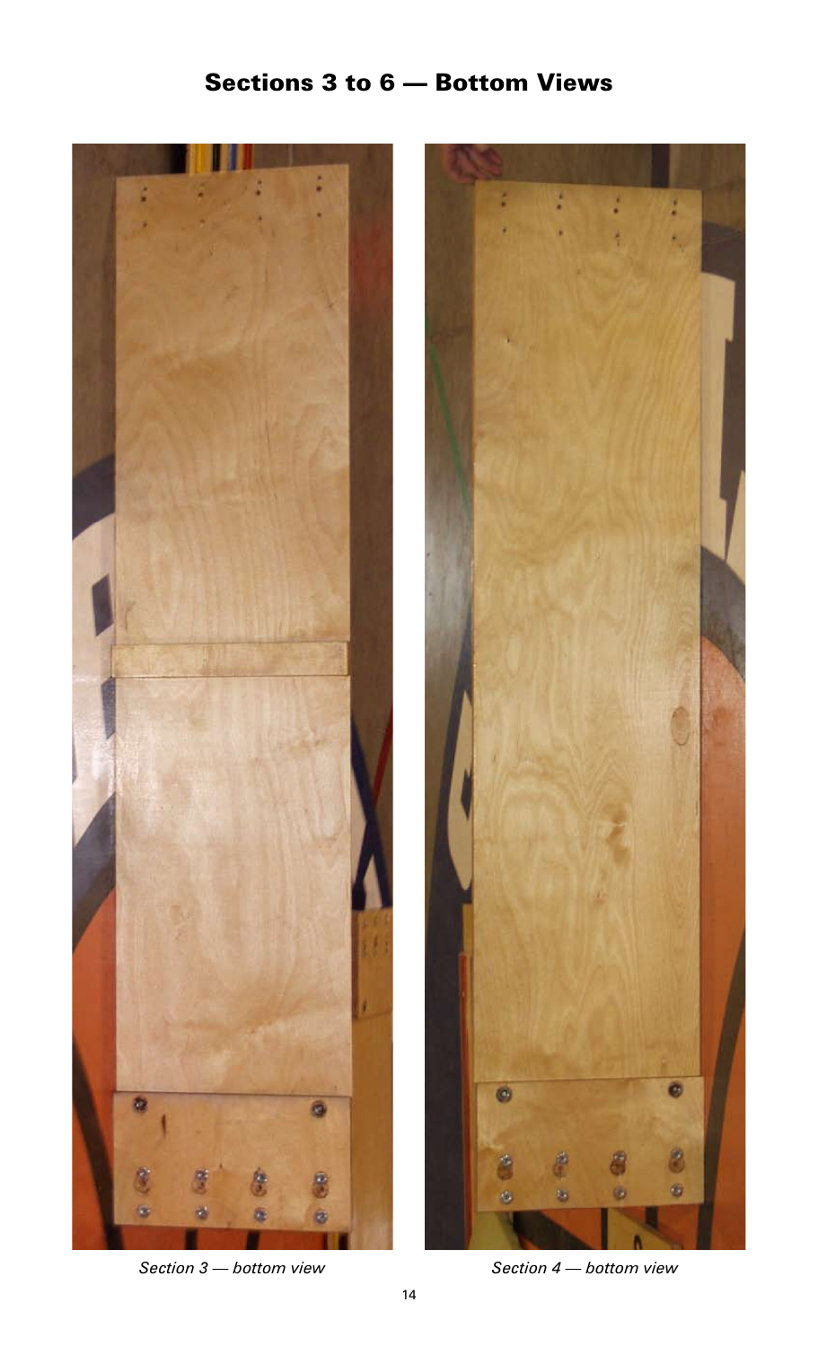## Sections 3 to 6 — Bottom Views

*Section 3 — bottom view*

*Section 4 — bottom view*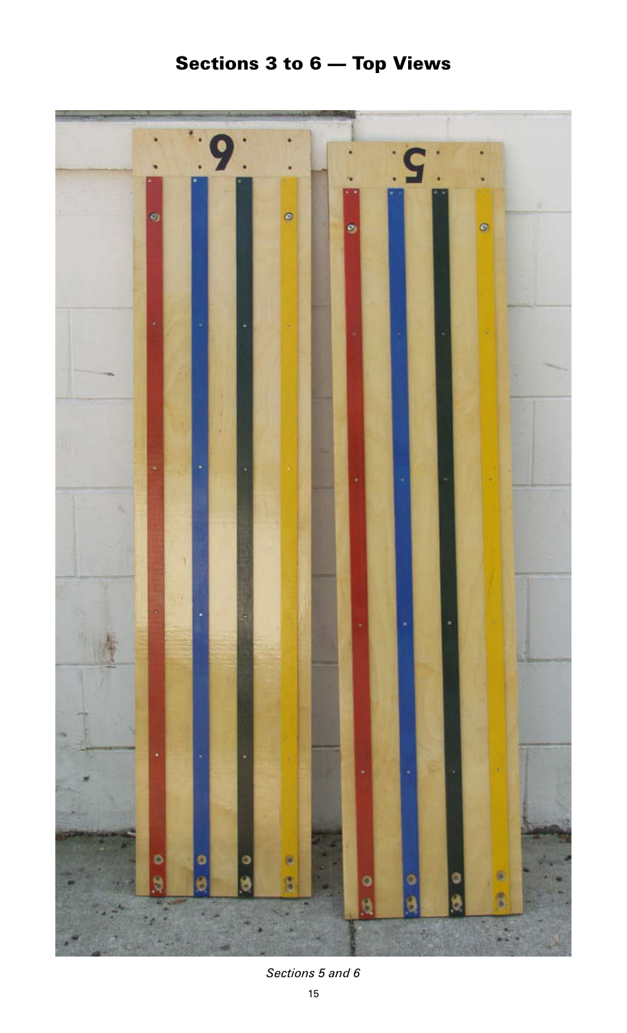## Sections 3 to 6 — Top Views

*Sections 5 and 6*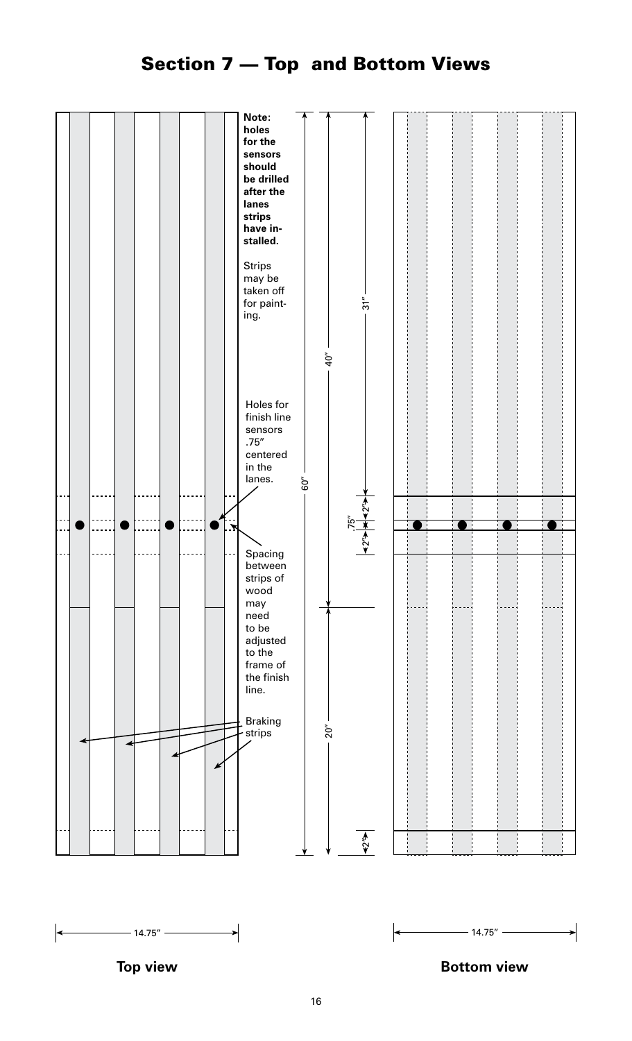# Section 7 — Top and Bottom Views

**Note: holes for the sensors should be drilled after the lanes strips have installed.**

Strips may be taken off for painting.

Holes for finish line sensors .75″ centered in the lanes.

Spacing between strips of wood may need to be adjusted to the frame of the finish line.

Braking strips

60″

40″

31″

20″

2″

.75″

2″

2″

14.75″

**Top view**

14.75″

**Bottom view**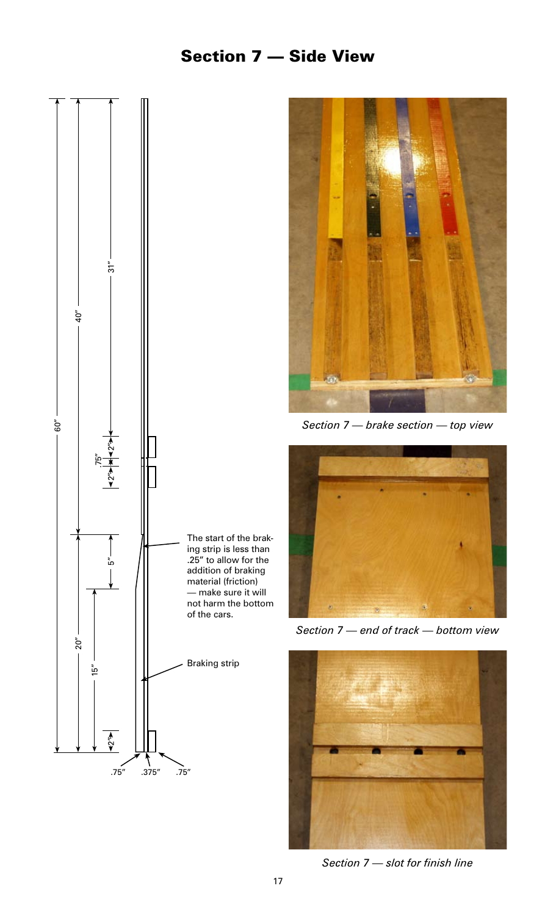# Section 7 — Side View

60″

40″

31″

.75″

2″

2″

20″

5″

15″

2″

.75″ .375″ .75″

The start of the braking strip is less than .25″ to allow for the addition of braking material (friction) — make sure it will not harm the bottom of the cars.

Braking strip

*Section 7 — brake section — top view*

*Section 7 — end of track — bottom view*

*Section 7 — slot for finish line*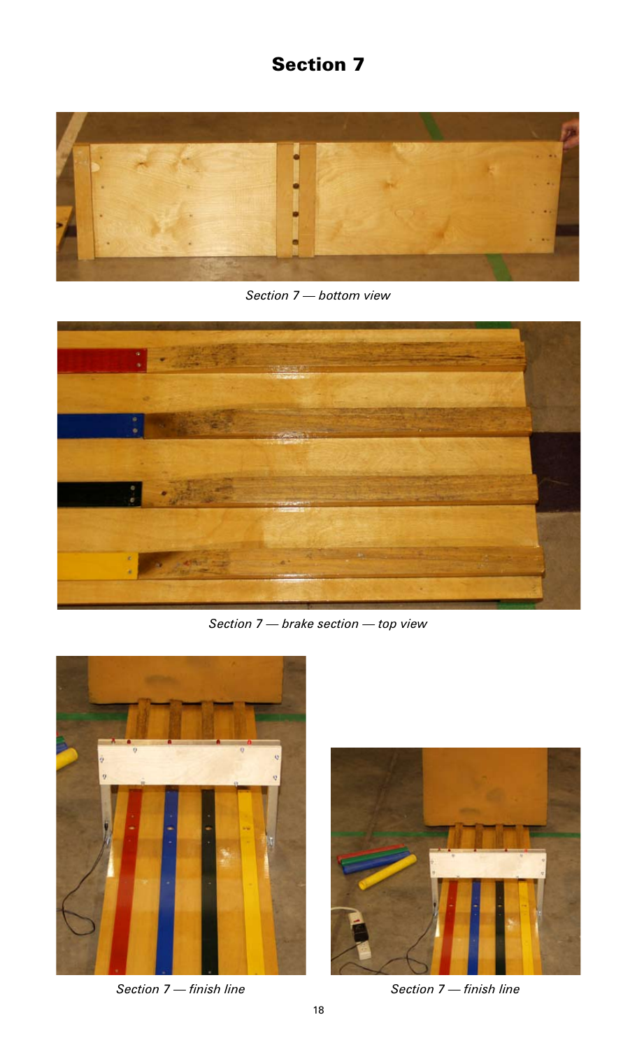# Section 7

*Section 7 — bottom view*

*Section 7 — brake section — top view*

*Section 7 — finish line*

*Section 7 — finish line*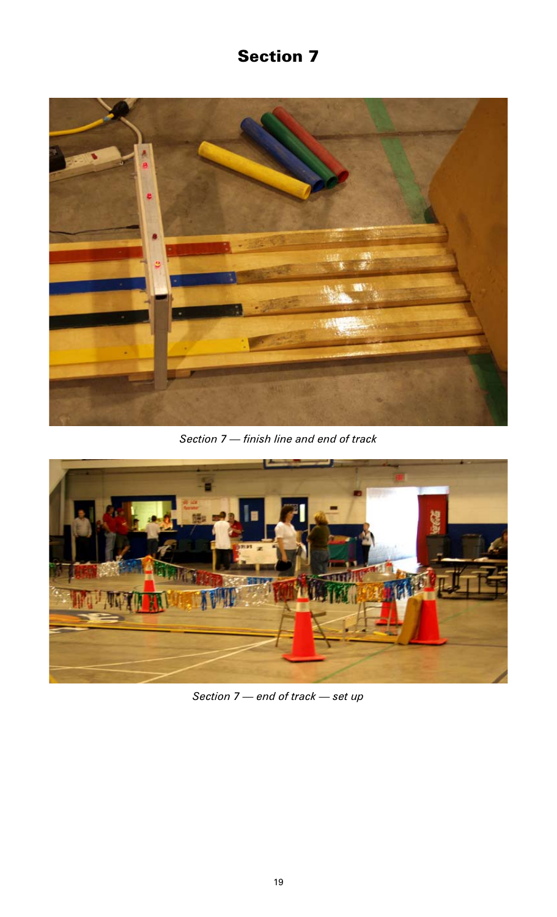# Section 7

*Section 7 — finish line and end of track*

*Section 7 — end of track — set up*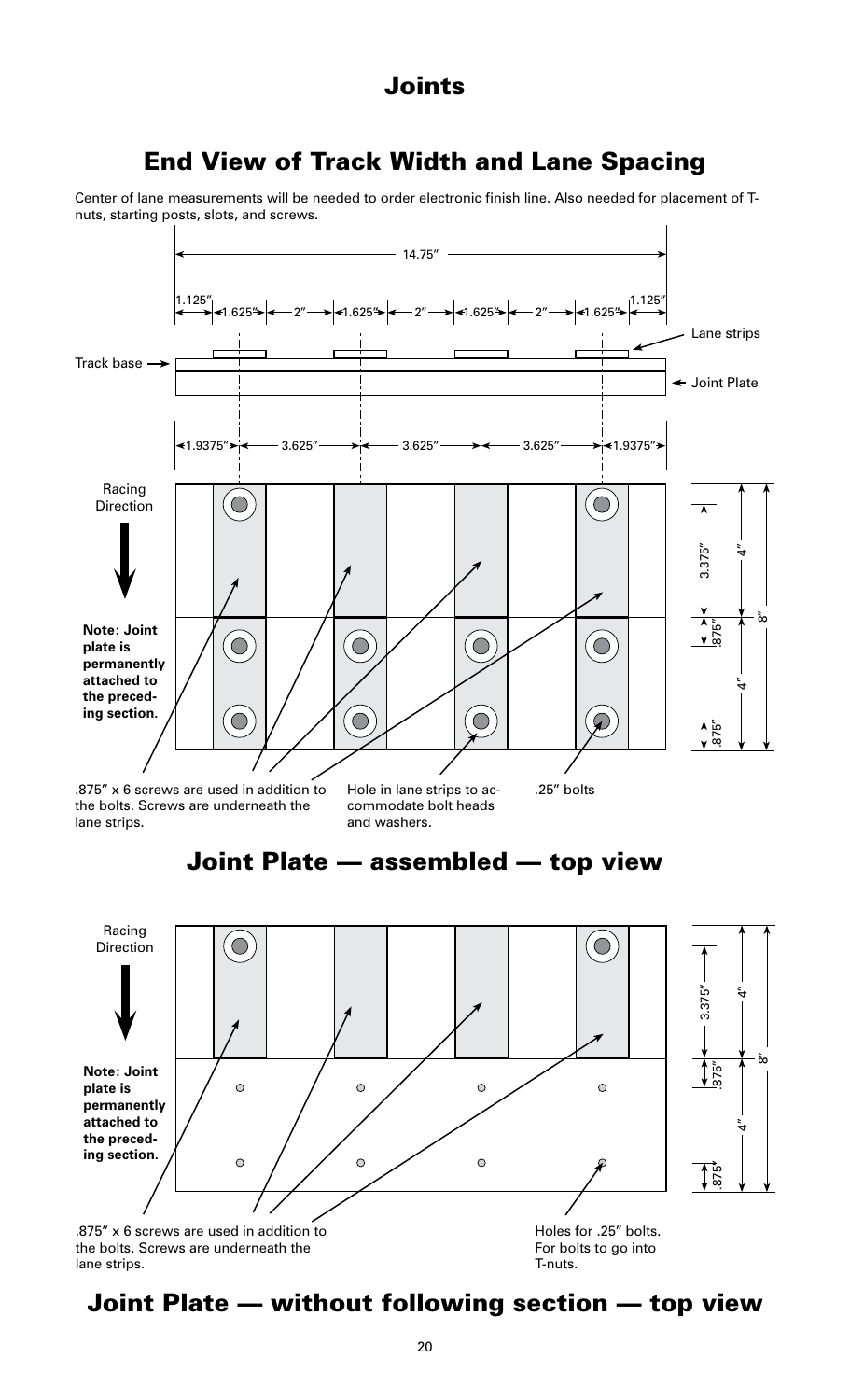# Joints

## End View of Track Width and Lane Spacing

Center of lane measurements will be needed to order electronic finish line. Also needed for placement of T-nuts, starting posts, slots, and screws.

14.75″

1.125″ | 1.625″ | 2″ | 1.625″ | 2″ | 1.625″ | 2″ | 1.625″ | 1.125″

Lane strips

Track base

Joint Plate

1.9375″ | 3.625″ | 3.625″ | 3.625″ | 1.9375″

Racing Direction

3.375″ | 4″ | .875″ | 8″ | 4″ | .875″

**Note: Joint plate is permanently attached to the preceding section.**

.875″ x 6 screws are used in addition to the bolts. Screws are underneath the lane strips.

Hole in lane strips to accommodate bolt heads and washers.

.25″ bolts

## Joint Plate — assembled — top view

Racing Direction

3.375″ | 4″ | .875″ | 8″ | 4″ | .875″

**Note: Joint plate is permanently attached to the preceding section.**

.875″ x 6 screws are used in addition to the bolts. Screws are underneath the lane strips.

Holes for .25″ bolts. For bolts to go into T-nuts.

## Joint Plate — without following section — top view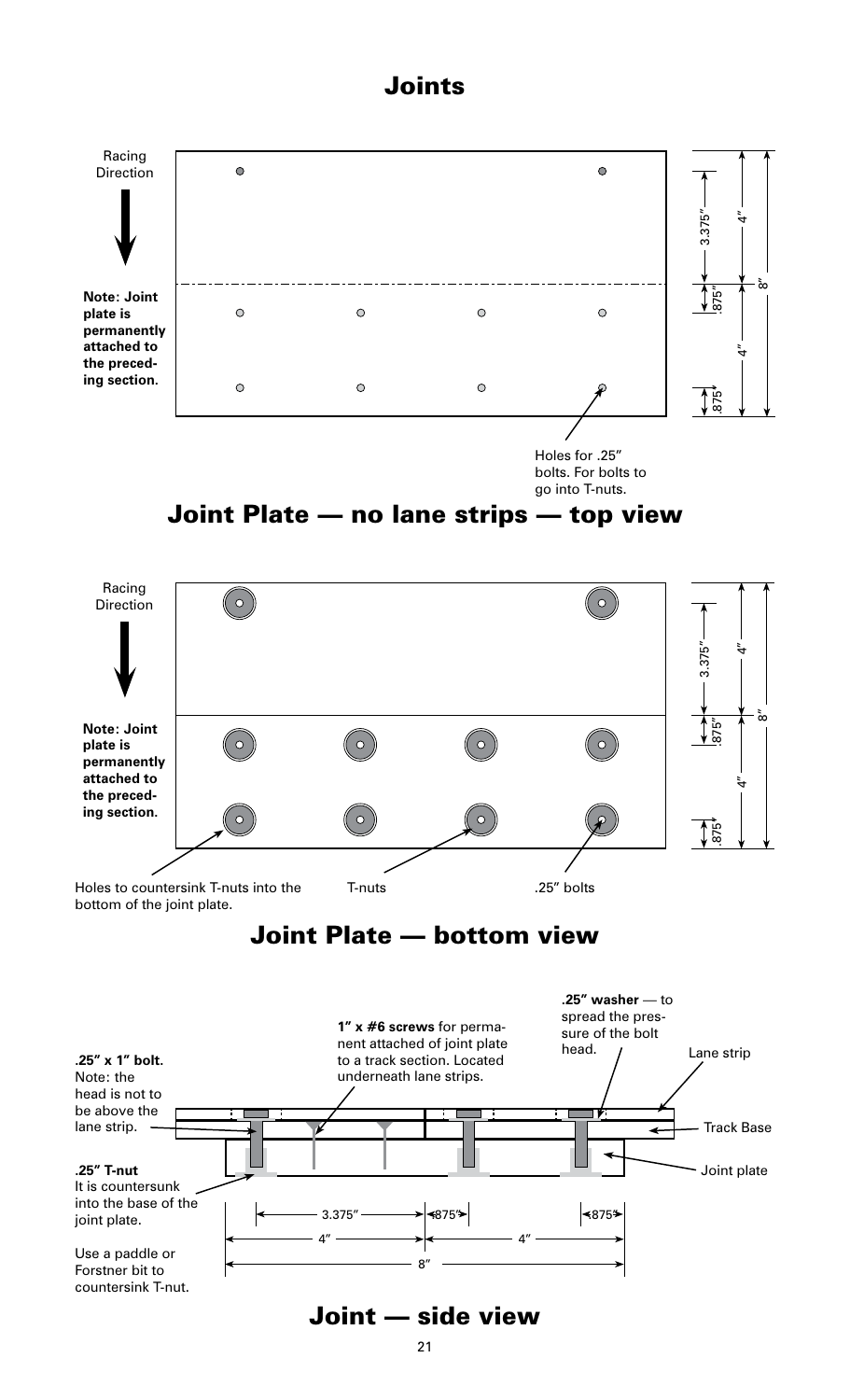# Joints

Racing Direction

**Note: Joint plate is permanently attached to the preceding section.**

3.375″ 4″ 8″ .875″ 4″ .875

Holes for .25″ bolts. For bolts to go into T-nuts.

## Joint Plate — no lane strips — top view

Racing Direction

**Note: Joint plate is permanently attached to the preceding section.**

3.375″ 4″ 8″ .875″ 4″ .875

Holes to countersink T-nuts into the bottom of the joint plate.

T-nuts

.25″ bolts

## Joint Plate — bottom view

**.25″ x 1″ bolt.** Note: the head is not to be above the lane strip.

**1″ x #6 screws** for permanent attached of joint plate to a track section. Located underneath lane strips.

**.25″ washer** — to spread the pressure of the bolt head.

Lane strip

Track Base

Joint plate

**.25″ T-nut** It is countersunk into the base of the joint plate.

Use a paddle or Forstner bit to countersink T-nut.

3.375″ .875″ .875″ 4″ 4″ 8″

## Joint — side view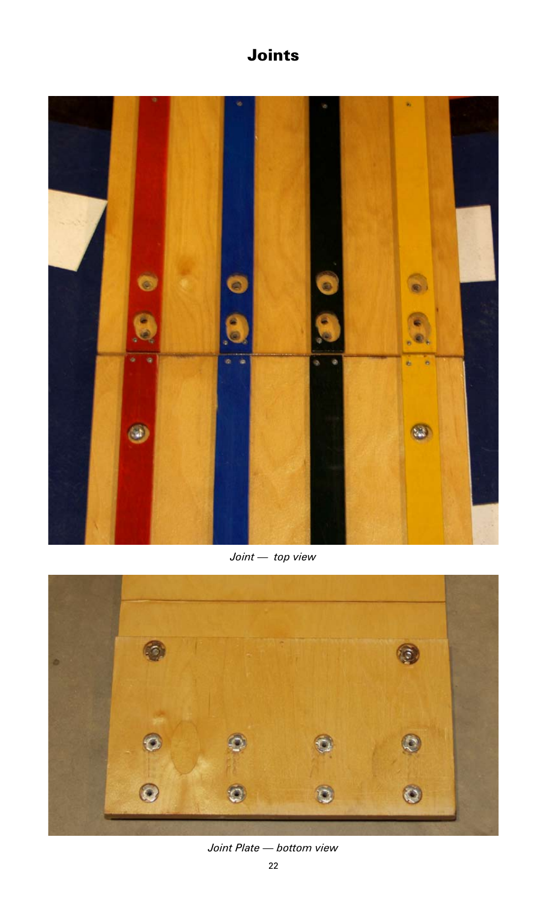# Joints

*Joint — top view*

*Joint Plate — bottom view*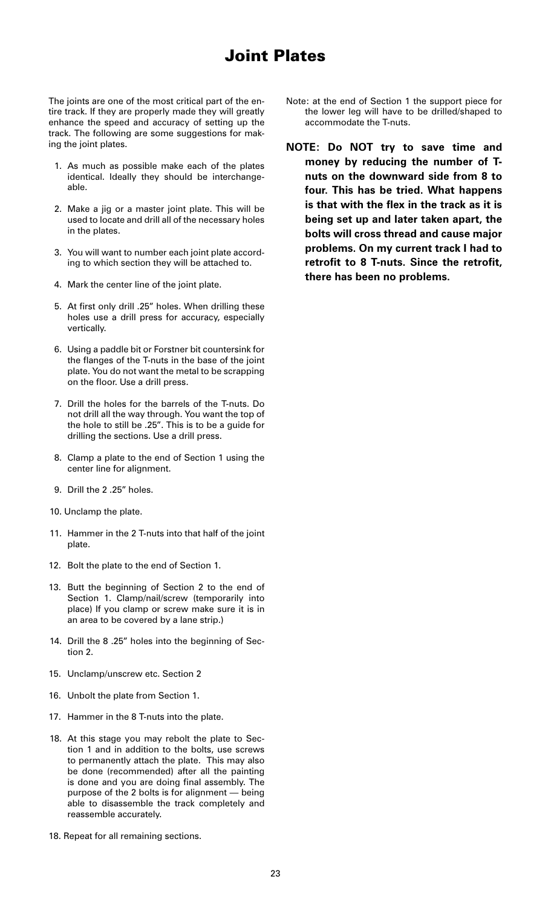# Joint Plates

The joints are one of the most critical part of the entire track. If they are properly made they will greatly enhance the speed and accuracy of setting up the track. The following are some suggestions for making the joint plates.

1. As much as possible make each of the plates identical. Ideally they should be interchangeable.
2. Make a jig or a master joint plate. This will be used to locate and drill all of the necessary holes in the plates.
3. You will want to number each joint plate according to which section they will be attached to.
4. Mark the center line of the joint plate.
5. At first only drill .25" holes. When drilling these holes use a drill press for accuracy, especially vertically.
6. Using a paddle bit or Forstner bit countersink for the flanges of the T-nuts in the base of the joint plate. You do not want the metal to be scrapping on the floor. Use a drill press.
7. Drill the holes for the barrels of the T-nuts. Do not drill all the way through. You want the top of the hole to still be .25". This is to be a guide for drilling the sections. Use a drill press.
8. Clamp a plate to the end of Section 1 using the center line for alignment.
9. Drill the 2 .25" holes.
10. Unclamp the plate.
11. Hammer in the 2 T-nuts into that half of the joint plate.
12. Bolt the plate to the end of Section 1.
13. Butt the beginning of Section 2 to the end of Section 1. Clamp/nail/screw (temporarily into place) If you clamp or screw make sure it is in an area to be covered by a lane strip.)
14. Drill the 8 .25" holes into the beginning of Section 2.
15. Unclamp/unscrew etc. Section 2
16. Unbolt the plate from Section 1.
17. Hammer in the 8 T-nuts into the plate.
18. At this stage you may rebolt the plate to Section 1 and in addition to the bolts, use screws to permanently attach the plate. This may also be done (recommended) after all the painting is done and you are doing final assembly. The purpose of the 2 bolts is for alignment — being able to disassemble the track completely and reassemble accurately.

18. Repeat for all remaining sections.

Note: at the end of Section 1 the support piece for the lower leg will have to be drilled/shaped to accommodate the T-nuts.

**NOTE: Do NOT try to save time and money by reducing the number of T-nuts on the downward side from 8 to four. This has be tried. What happens is that with the flex in the track as it is being set up and later taken apart, the bolts will cross thread and cause major problems. On my current track I had to retrofit to 8 T-nuts. Since the retrofit, there has been no problems.**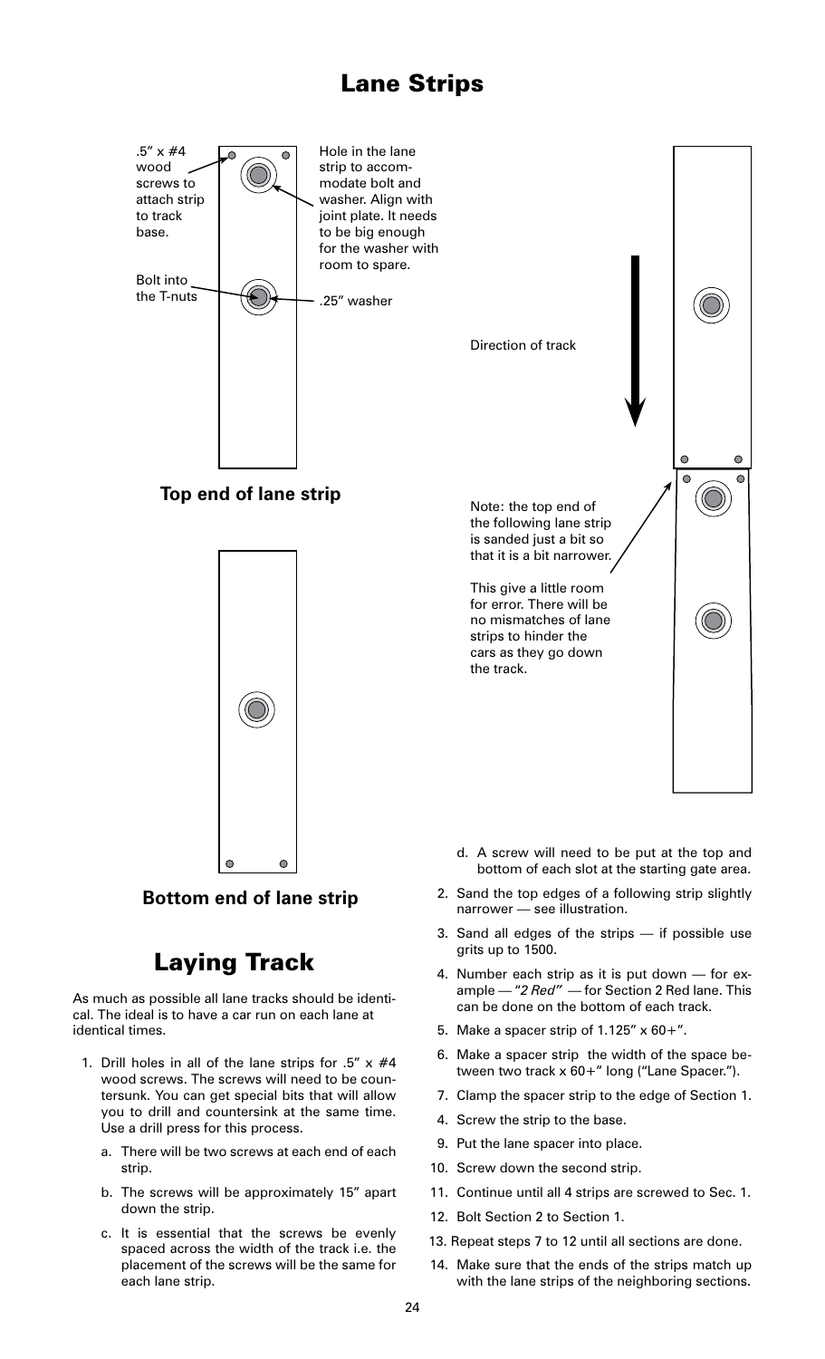# Lane Strips

.5" x #4 wood screws to attach strip to track base.

Hole in the lane strip to accommodate bolt and washer. Align with joint plate. It needs to be big enough for the washer with room to spare.

Bolt into the T-nuts

.25" washer

**Top end of lane strip**

**Bottom end of lane strip**

Direction of track

Note: the top end of the following lane strip is sanded just a bit so that it is a bit narrower.

This give a little room for error. There will be no mismatches of lane strips to hinder the cars as they go down the track.

# Laying Track

As much as possible all lane tracks should be identical. The ideal is to have a car run on each lane at identical times.

1. Drill holes in all of the lane strips for .5" x #4 wood screws. The screws will need to be countersunk. You can get special bits that will allow you to drill and countersink at the same time. Use a drill press for this process.
   a. There will be two screws at each end of each strip.
   b. The screws will be approximately 15" apart down the strip.
   c. It is essential that the screws be evenly spaced across the width of the track i.e. the placement of the screws will be the same for each lane strip.
   d. A screw will need to be put at the top and bottom of each slot at the starting gate area.
2. Sand the top edges of a following strip slightly narrower — see illustration.
3. Sand all edges of the strips — if possible use grits up to 1500.
4. Number each strip as it is put down — for example — "*2 Red*" — for Section 2 Red lane. This can be done on the bottom of each track.
5. Make a spacer strip of 1.125" x 60+".
6. Make a spacer strip the width of the space between two track x 60+" long ("Lane Spacer.").
7. Clamp the spacer strip to the edge of Section 1.
4. Screw the strip to the base.
9. Put the lane spacer into place.
10. Screw down the second strip.
11. Continue until all 4 strips are screwed to Sec. 1.
12. Bolt Section 2 to Section 1.
13. Repeat steps 7 to 12 until all sections are done.
14. Make sure that the ends of the strips match up with the lane strips of the neighboring sections.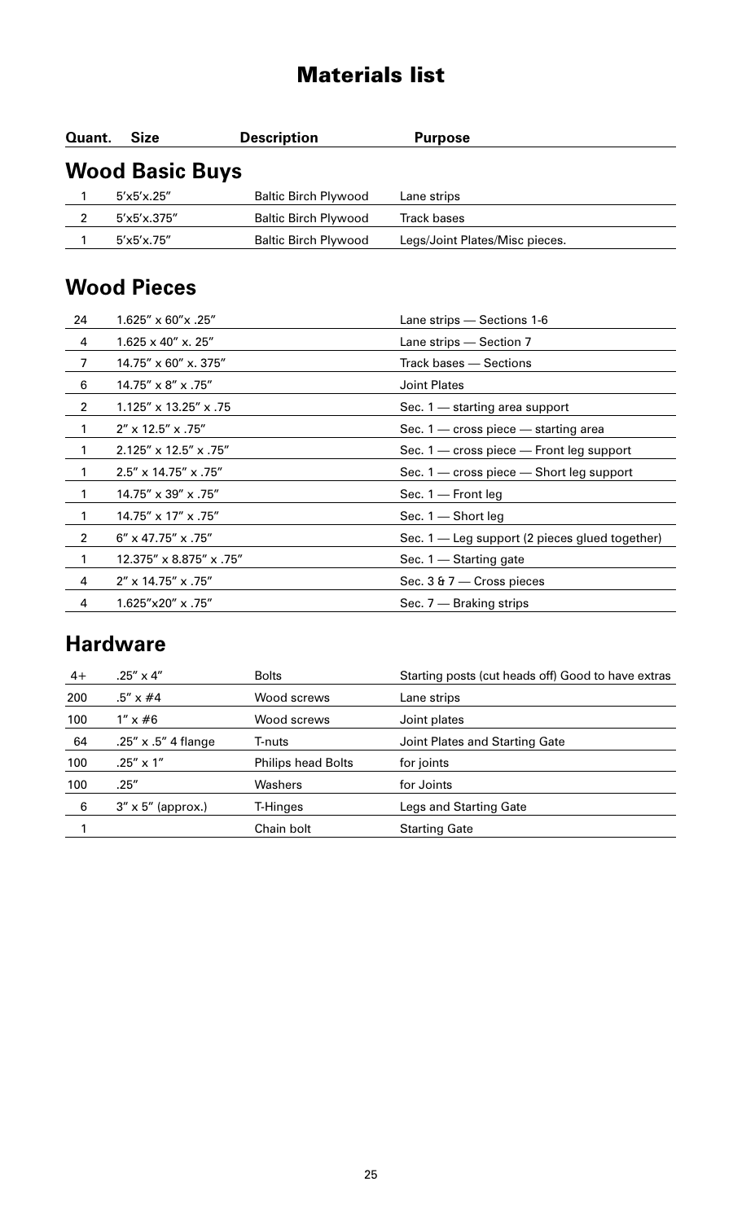# Materials list

| Quant. | Size | Description | Purpose |
|---|---|---|---|

## Wood Basic Buys

| Quant. | Size | Description | Purpose |
|---|---|---|---|
| 1 | 5'x5'x.25" | Baltic Birch Plywood | Lane strips |
| 2 | 5'x5'x.375" | Baltic Birch Plywood | Track bases |
| 1 | 5'x5'x.75" | Baltic Birch Plywood | Legs/Joint Plates/Misc pieces. |

## Wood Pieces

| Quant. | Size | Purpose |
|---|---|---|
| 24 | 1.625" x 60"x .25" | Lane strips — Sections 1-6 |
| 4 | 1.625 x 40" x. 25" | Lane strips — Section 7 |
| 7 | 14.75" x 60" x. 375" | Track bases — Sections |
| 6 | 14.75" x 8" x .75" | Joint Plates |
| 2 | 1.125" x 13.25" x .75 | Sec. 1 — starting area support |
| 1 | 2" x 12.5" x .75" | Sec. 1 — cross piece — starting area |
| 1 | 2.125" x 12.5" x .75" | Sec. 1 — cross piece — Front leg support |
| 1 | 2.5" x 14.75" x .75" | Sec. 1 — cross piece — Short leg support |
| 1 | 14.75" x 39" x .75" | Sec. 1 — Front leg |
| 1 | 14.75" x 17" x .75" | Sec. 1 — Short leg |
| 2 | 6" x 47.75" x .75" | Sec. 1 — Leg support (2 pieces glued together) |
| 1 | 12.375" x 8.875" x .75" | Sec. 1 — Starting gate |
| 4 | 2" x 14.75" x .75" | Sec. 3 & 7 — Cross pieces |
| 4 | 1.625"x20" x .75" | Sec. 7 — Braking strips |

## Hardware

| Quant. | Size | Description | Purpose |
|---|---|---|---|
| 4+ | .25" x 4" | Bolts | Starting posts (cut heads off) Good to have extras |
| 200 | .5" x #4 | Wood screws | Lane strips |
| 100 | 1" x #6 | Wood screws | Joint plates |
| 64 | .25" x .5" 4 flange | T-nuts | Joint Plates and Starting Gate |
| 100 | .25" x 1" | Philips head Bolts | for joints |
| 100 | .25" | Washers | for Joints |
| 6 | 3" x 5" (approx.) | T-Hinges | Legs and Starting Gate |
| 1 | | Chain bolt | Starting Gate |